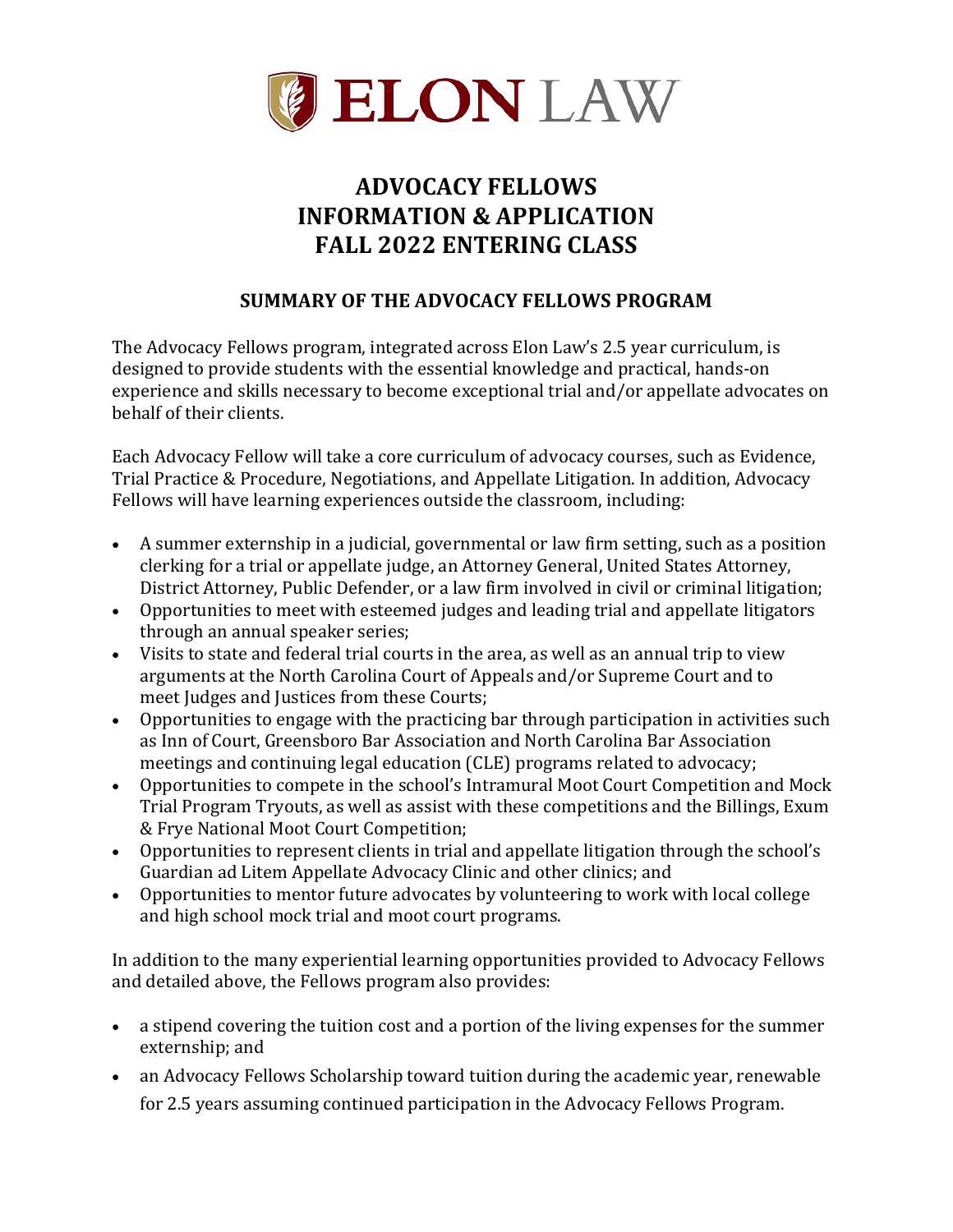ELON LAW

# ADVOCACY FELLOWS
# INFORMATION & APPLICATION
# FALL 2022 ENTERING CLASS

## SUMMARY OF THE ADVOCACY FELLOWS PROGRAM

The Advocacy Fellows program, integrated across Elon Law's 2.5 year curriculum, is designed to provide students with the essential knowledge and practical, hands-on experience and skills necessary to become exceptional trial and/or appellate advocates on behalf of their clients.

Each Advocacy Fellow will take a core curriculum of advocacy courses, such as Evidence, Trial Practice & Procedure, Negotiations, and Appellate Litigation. In addition, Advocacy Fellows will have learning experiences outside the classroom, including:

- A summer externship in a judicial, governmental or law firm setting, such as a position clerking for a trial or appellate judge, an Attorney General, United States Attorney, District Attorney, Public Defender, or a law firm involved in civil or criminal litigation;
- Opportunities to meet with esteemed judges and leading trial and appellate litigators through an annual speaker series;
- Visits to state and federal trial courts in the area, as well as an annual trip to view arguments at the North Carolina Court of Appeals and/or Supreme Court and to meet Judges and Justices from these Courts;
- Opportunities to engage with the practicing bar through participation in activities such as Inn of Court, Greensboro Bar Association and North Carolina Bar Association meetings and continuing legal education (CLE) programs related to advocacy;
- Opportunities to compete in the school's Intramural Moot Court Competition and Mock Trial Program Tryouts, as well as assist with these competitions and the Billings, Exum & Frye National Moot Court Competition;
- Opportunities to represent clients in trial and appellate litigation through the school's Guardian ad Litem Appellate Advocacy Clinic and other clinics; and
- Opportunities to mentor future advocates by volunteering to work with local college and high school mock trial and moot court programs.

In addition to the many experiential learning opportunities provided to Advocacy Fellows and detailed above, the Fellows program also provides:

- a stipend covering the tuition cost and a portion of the living expenses for the summer externship; and
- an Advocacy Fellows Scholarship toward tuition during the academic year, renewable for 2.5 years assuming continued participation in the Advocacy Fellows Program.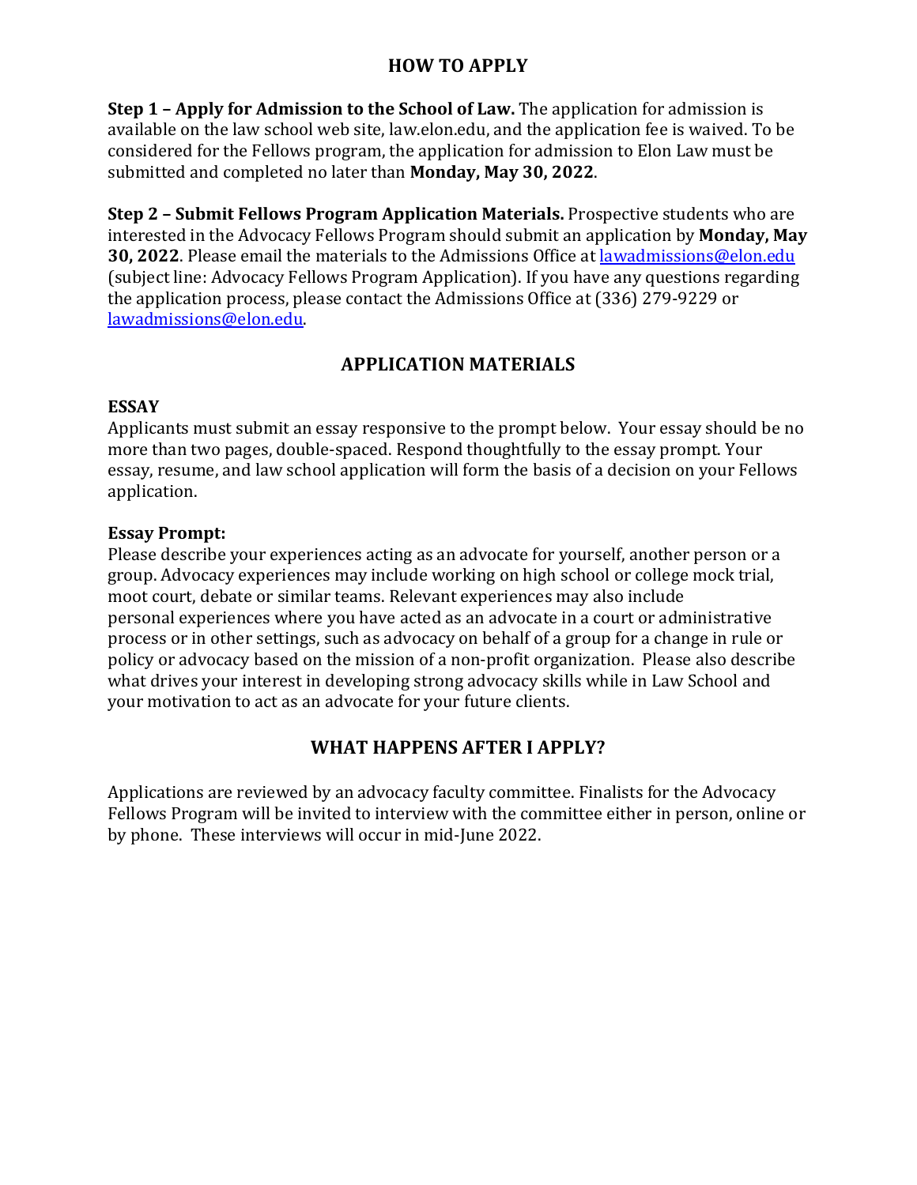## HOW TO APPLY

**Step 1 – Apply for Admission to the School of Law.** The application for admission is available on the law school web site, law.elon.edu, and the application fee is waived. To be considered for the Fellows program, the application for admission to Elon Law must be submitted and completed no later than **Monday, May 30, 2022**.

**Step 2 – Submit Fellows Program Application Materials.** Prospective students who are interested in the Advocacy Fellows Program should submit an application by **Monday, May 30, 2022**. Please email the materials to the Admissions Office at lawadmissions@elon.edu (subject line: Advocacy Fellows Program Application). If you have any questions regarding the application process, please contact the Admissions Office at (336) 279-9229 or lawadmissions@elon.edu.

## APPLICATION MATERIALS

**ESSAY**

Applicants must submit an essay responsive to the prompt below. Your essay should be no more than two pages, double-spaced. Respond thoughtfully to the essay prompt. Your essay, resume, and law school application will form the basis of a decision on your Fellows application.

**Essay Prompt:**

Please describe your experiences acting as an advocate for yourself, another person or a group. Advocacy experiences may include working on high school or college mock trial, moot court, debate or similar teams. Relevant experiences may also include personal experiences where you have acted as an advocate in a court or administrative process or in other settings, such as advocacy on behalf of a group for a change in rule or policy or advocacy based on the mission of a non-profit organization. Please also describe what drives your interest in developing strong advocacy skills while in Law School and your motivation to act as an advocate for your future clients.

## WHAT HAPPENS AFTER I APPLY?

Applications are reviewed by an advocacy faculty committee. Finalists for the Advocacy Fellows Program will be invited to interview with the committee either in person, online or by phone. These interviews will occur in mid-June 2022.